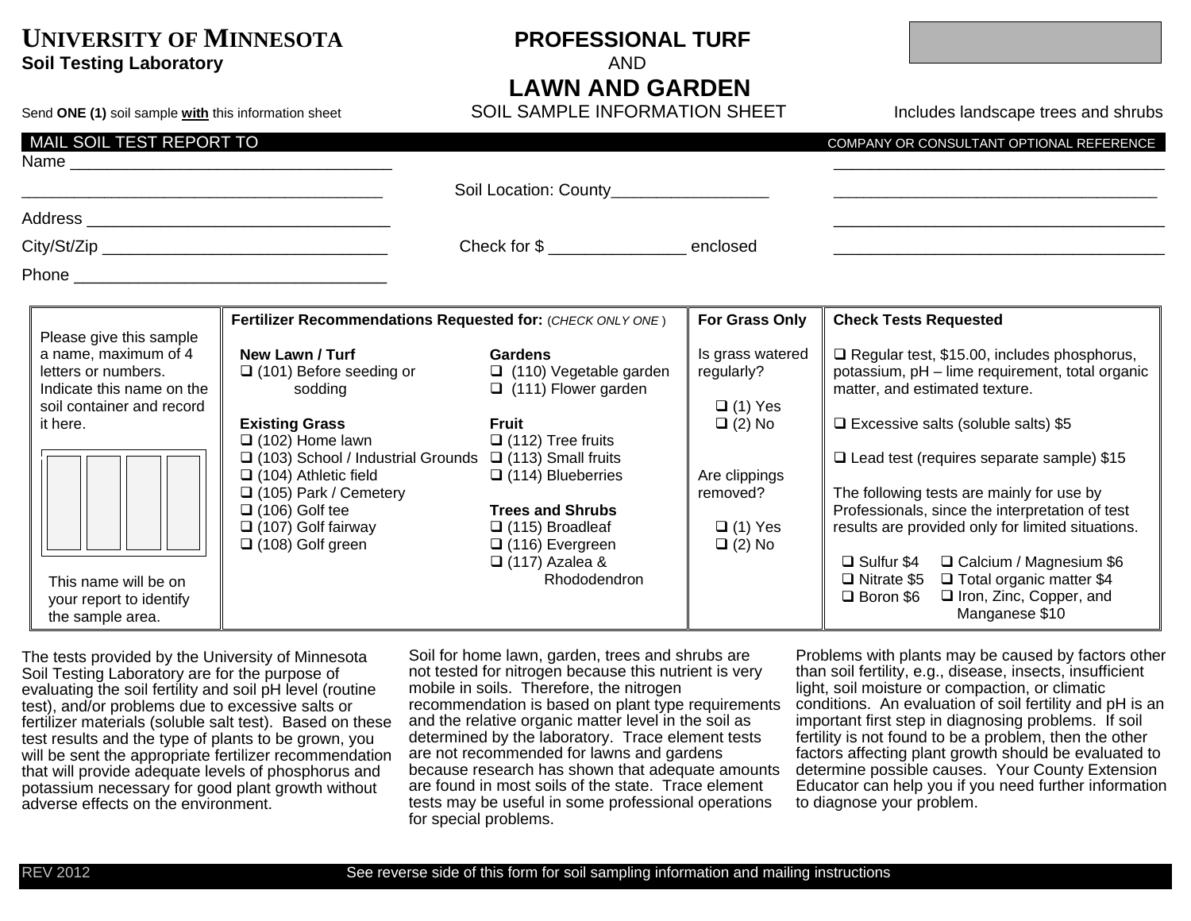**UNIVERSITY OF MINNESOTA**
**Soil Testing Laboratory**

# PROFESSIONAL TURF
AND
# LAWN AND GARDEN
SOIL SAMPLE INFORMATION SHEET

Send **ONE (1)** soil sample **with** this information sheet

Includes landscape trees and shrubs

**MAIL SOIL TEST REPORT TO**

Name ___________________________________

_______________________________________

Address ________________________________

City/St/Zip ______________________________

Phone _________________________________

Soil Location: County_________________

Check for $ _______________ enclosed

COMPANY OR CONSULTANT OPTIONAL REFERENCE

_______________________________________

_______________________________________

_______________________________________

_______________________________________

| Sample name | Fertilizer Recommendations Requested for: (*CHECK ONLY ONE*) | | For Grass Only | Check Tests Requested |
|---|---|---|---|---|
| Please give this sample a name, maximum of 4 letters or numbers. Indicate this name on the soil container and record it here.<br><br>☐☐☐☐<br><br>This name will be on your report to identify the sample area. | **New Lawn / Turf**<br>❑ (101) Before seeding or sodding<br><br>**Existing Grass**<br>❑ (102) Home lawn<br>❑ (103) School / Industrial Grounds<br>❑ (104) Athletic field<br>❑ (105) Park / Cemetery<br>❑ (106) Golf tee<br>❑ (107) Golf fairway<br>❑ (108) Golf green | **Gardens**<br>❑ (110) Vegetable garden<br>❑ (111) Flower garden<br><br>**Fruit**<br>❑ (112) Tree fruits<br>❑ (113) Small fruits<br>❑ (114) Blueberries<br><br>**Trees and Shrubs**<br>❑ (115) Broadleaf<br>❑ (116) Evergreen<br>❑ (117) Azalea & Rhododendron | Is grass watered regularly?<br>❑ (1) Yes<br>❑ (2) No<br><br>Are clippings removed?<br>❑ (1) Yes<br>❑ (2) No | ❑ Regular test, $15.00, includes phosphorus, potassium, pH – lime requirement, total organic matter, and estimated texture.<br><br>❑ Excessive salts (soluble salts) $5<br><br>❑ Lead test (requires separate sample) $15<br><br>The following tests are mainly for use by Professionals, since the interpretation of test results are provided only for limited situations.<br><br>❑ Sulfur $4<br>❑ Nitrate $5<br>❑ Boron $6<br>❑ Calcium / Magnesium $6<br>❑ Total organic matter $4<br>❑ Iron, Zinc, Copper, and Manganese $10 |

The tests provided by the University of Minnesota Soil Testing Laboratory are for the purpose of evaluating the soil fertility and soil pH level (routine test), and/or problems due to excessive salts or fertilizer materials (soluble salt test). Based on these test results and the type of plants to be grown, you will be sent the appropriate fertilizer recommendation that will provide adequate levels of phosphorus and potassium necessary for good plant growth without adverse effects on the environment.

Soil for home lawn, garden, trees and shrubs are not tested for nitrogen because this nutrient is very mobile in soils. Therefore, the nitrogen recommendation is based on plant type requirements and the relative organic matter level in the soil as determined by the laboratory. Trace element tests are not recommended for lawns and gardens because research has shown that adequate amounts are found in most soils of the state. Trace element tests may be useful in some professional operations for special problems.

Problems with plants may be caused by factors other than soil fertility, e.g., disease, insects, insufficient light, soil moisture or compaction, or climatic conditions. An evaluation of soil fertility and pH is an important first step in diagnosing problems. If soil fertility is not found to be a problem, then the other factors affecting plant growth should be evaluated to determine possible causes. Your County Extension Educator can help you if you need further information to diagnose your problem.

REV 2012 — See reverse side of this form for soil sampling information and mailing instructions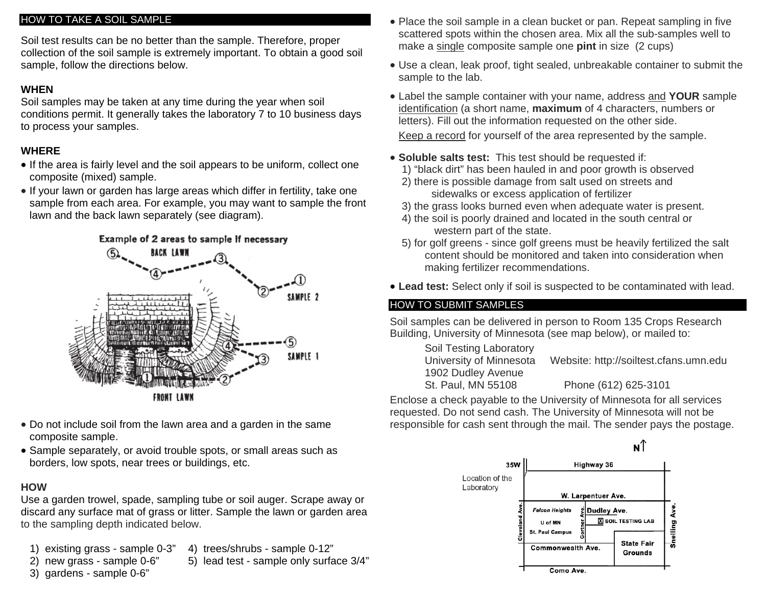## HOW TO TAKE A SOIL SAMPLE

Soil test results can be no better than the sample. Therefore, proper collection of the soil sample is extremely important. To obtain a good soil sample, follow the directions below.

**WHEN**

Soil samples may be taken at any time during the year when soil conditions permit. It generally takes the laboratory 7 to 10 business days to process your samples.

**WHERE**

- If the area is fairly level and the soil appears to be uniform, collect one composite (mixed) sample.
- If your lawn or garden has large areas which differ in fertility, take one sample from each area. For example, you may want to sample the front lawn and the back lawn separately (see diagram).

Example of 2 areas to sample if necessary

BACK LAWN

SAMPLE 2

SAMPLE 1

FRONT LAWN

- Do not include soil from the lawn area and a garden in the same composite sample.
- Sample separately, or avoid trouble spots, or small areas such as borders, low spots, near trees or buildings, etc.

**HOW**

Use a garden trowel, spade, sampling tube or soil auger. Scrape away or discard any surface mat of grass or litter. Sample the lawn or garden area to the sampling depth indicated below.

1) existing grass - sample 0-3”
2) new grass - sample 0-6”
3) gardens - sample 0-6”
4) trees/shrubs - sample 0-12”
5) lead test - sample only surface 3/4”

- Place the soil sample in a clean bucket or pan. Repeat sampling in five scattered spots within the chosen area. Mix all the sub-samples well to make a single composite sample one **pint** in size (2 cups)
- Use a clean, leak proof, tight sealed, unbreakable container to submit the sample to the lab.
- Label the sample container with your name, address and **YOUR** sample identification (a short name, **maximum** of 4 characters, numbers or letters). Fill out the information requested on the other side.

  Keep a record for yourself of the area represented by the sample.
- **Soluble salts test:** This test should be requested if:
  1) “black dirt” has been hauled in and poor growth is observed
  2) there is possible damage from salt used on streets and sidewalks or excess application of fertilizer
  3) the grass looks burned even when adequate water is present.
  4) the soil is poorly drained and located in the south central or western part of the state.
  5) for golf greens - since golf greens must be heavily fertilized the salt content should be monitored and taken into consideration when making fertilizer recommendations.
- **Lead test:** Select only if soil is suspected to be contaminated with lead.

## HOW TO SUBMIT SAMPLES

Soil samples can be delivered in person to Room 135 Crops Research Building, University of Minnesota (see map below), or mailed to:

Soil Testing Laboratory
University of Minnesota
1902 Dudley Avenue
St. Paul, MN 55108

Website: http://soiltest.cfans.umn.edu
Phone (612) 625-3101

Enclose a check payable to the University of Minnesota for all services requested. Do not send cash. The University of Minnesota will not be responsible for cash sent through the mail. The sender pays the postage.

N

35W
Highway 36
Location of the Laboratory
W. Larpentuer Ave.
Falcon Heights
Dudley Ave.
SOIL TESTING LAB
U of MN
St. Paul Campus
Cleveland Ave.
Gortner Ave.
Snelling Ave.
Commonwealth Ave.
State Fair Grounds
Como Ave.